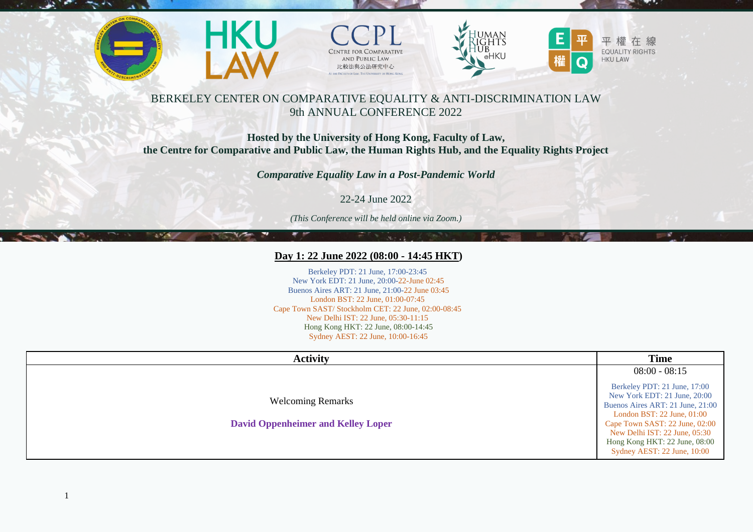BERKELEY CENTER ON COMPARATIVE EQUALITY & ANTI-DISCRIMINATION LAW
9th ANNUAL CONFERENCE 2022

**Hosted by the University of Hong Kong, Faculty of Law,**
**the Centre for Comparative and Public Law, the Human Rights Hub, and the Equality Rights Project**

***Comparative Equality Law in a Post-Pandemic World***

22-24 June 2022

*(This Conference will be held online via Zoom.)*

## Day 1: 22 June 2022 (08:00 - 14:45 HKT)

Berkeley PDT: 21 June, 17:00-23:45
New York EDT: 21 June, 20:00-22-June 02:45
Buenos Aires ART: 21 June, 21:00-22 June 03:45
London BST: 22 June, 01:00-07:45
Cape Town SAST/ Stockholm CET: 22 June, 02:00-08:45
New Delhi IST: 22 June, 05:30-11:15
Hong Kong HKT: 22 June, 08:00-14:45
Sydney AEST: 22 June, 10:00-16:45

| Activity | Time |
|---|---|
| Welcoming Remarks<br><br>**David Oppenheimer and Kelley Loper** | 08:00 - 08:15<br><br>Berkeley PDT: 21 June, 17:00<br>New York EDT: 21 June, 20:00<br>Buenos Aires ART: 21 June, 21:00<br>London BST: 22 June, 01:00<br>Cape Town SAST: 22 June, 02:00<br>New Delhi IST: 22 June, 05:30<br>Hong Kong HKT: 22 June, 08:00<br>Sydney AEST: 22 June, 10:00 |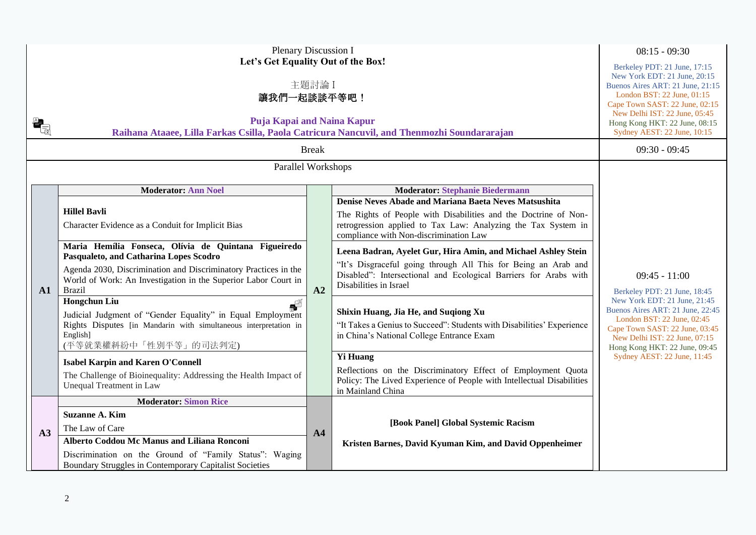| Session | Time |
| --- | --- |
| Plenary Discussion I<br>**Let's Get Equality Out of the Box!**<br><br>主題討論 I<br>**讓我們一起談談平等吧！**<br><br>**Puja Kapai and Naina Kapur**<br>**Raihana Ataaee, Lilla Farkas Csilla, Paola Catricura Nancuvil, and Thenmozhi Soundararajan** | 08:15 - 09:30<br><br>Berkeley PDT: 21 June, 17:15<br>New York EDT: 21 June, 20:15<br>Buenos Aires ART: 21 June, 21:15<br>London BST: 22 June, 01:15<br>Cape Town SAST: 22 June, 02:15<br>New Delhi IST: 22 June, 05:45<br>Hong Kong HKT: 22 June, 08:15<br>Sydney AEST: 22 June, 10:15 |
| Break | 09:30 - 09:45 |
| Parallel Workshops | 09:45 - 11:00<br><br>Berkeley PDT: 21 June, 18:45<br>New York EDT: 21 June, 21:45<br>Buenos Aires ART: 21 June, 22:45<br>London BST: 22 June, 02:45<br>Cape Town SAST: 22 June, 03:45<br>New Delhi IST: 22 June, 07:15<br>Hong Kong HKT: 22 June, 09:45<br>Sydney AEST: 22 June, 11:45 |

| | | | |
| --- | --- | --- | --- |
| **A1** | **Moderator: Ann Noel**<br><br>**Hillel Bavli**<br>Character Evidence as a Conduit for Implicit Bias<br><br>**Maria Hemília Fonseca, Olívia de Quintana Figueiredo Pasqualeto, and Catharina Lopes Scodro**<br>Agenda 2030, Discrimination and Discriminatory Practices in the World of Work: An Investigation in the Superior Labor Court in Brazil<br><br>**Hongchun Liu**<br>Judicial Judgment of "Gender Equality" in Equal Employment Rights Disputes [in Mandarin with simultaneous interpretation in English]<br>(平等就業權糾紛中「性別平等」的司法判定)<br><br>**Isabel Karpin and Karen O'Connell**<br>The Challenge of Bioinequality: Addressing the Health Impact of Unequal Treatment in Law | **A2** | **Moderator: Stephanie Biedermann**<br><br>**Denise Neves Abade and Mariana Baeta Neves Matsushita**<br>The Rights of People with Disabilities and the Doctrine of Non-retrogression applied to Tax Law: Analyzing the Tax System in compliance with Non-discrimination Law<br><br>**Leena Badran, Ayelet Gur, Hira Amin, and Michael Ashley Stein**<br>"It's Disgraceful going through All This for Being an Arab and Disabled": Intersectional and Ecological Barriers for Arabs with Disabilities in Israel<br><br>**Shixin Huang, Jia He, and Suqiong Xu**<br>"It Takes a Genius to Succeed": Students with Disabilities' Experience in China's National College Entrance Exam<br><br>**Yi Huang**<br>Reflections on the Discriminatory Effect of Employment Quota Policy: The Lived Experience of People with Intellectual Disabilities in Mainland China |
| **A3** | **Moderator: Simon Rice**<br><br>**Suzanne A. Kim**<br>The Law of Care<br><br>**Alberto Coddou Mc Manus and Liliana Ronconi**<br>Discrimination on the Ground of "Family Status": Waging Boundary Struggles in Contemporary Capitalist Societies | **A4** | **[Book Panel] Global Systemic Racism**<br><br>**Kristen Barnes, David Kyuman Kim, and David Oppenheimer** |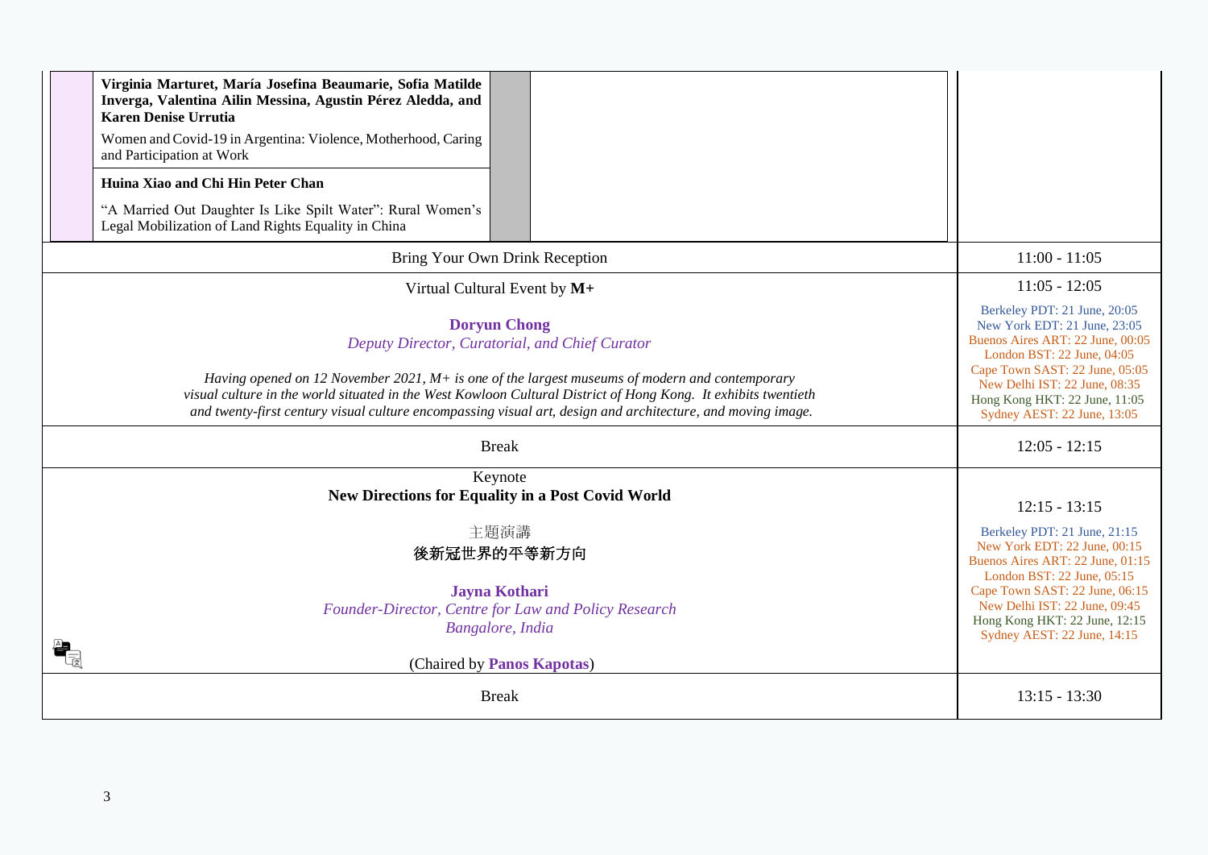| | | |
|---|---|---|
| **Virginia Marturet, María Josefina Beaumarie, Sofia Matilde Inverga, Valentina Ailin Messina, Agustin Pérez Aledda, and Karen Denise Urrutia**<br>Women and Covid-19 in Argentina: Violence, Motherhood, Caring and Participation at Work<br><br>**Huina Xiao and Chi Hin Peter Chan**<br>"A Married Out Daughter Is Like Spilt Water": Rural Women's Legal Mobilization of Land Rights Equality in China | | |
| Bring Your Own Drink Reception | | 11:00 - 11:05 |
| Virtual Cultural Event by **M+**<br><br>**Doryun Chong**<br>*Deputy Director, Curatorial, and Chief Curator*<br><br>*Having opened on 12 November 2021, M+ is one of the largest museums of modern and contemporary visual culture in the world situated in the West Kowloon Cultural District of Hong Kong. It exhibits twentieth and twenty-first century visual culture encompassing visual art, design and architecture, and moving image.* | | 11:05 - 12:05<br><br>Berkeley PDT: 21 June, 20:05<br>New York EDT: 21 June, 23:05<br>Buenos Aires ART: 22 June, 00:05<br>London BST: 22 June, 04:05<br>Cape Town SAST: 22 June, 05:05<br>New Delhi IST: 22 June, 08:35<br>Hong Kong HKT: 22 June, 11:05<br>Sydney AEST: 22 June, 13:05 |
| Break | | 12:05 - 12:15 |
| Keynote<br>**New Directions for Equality in a Post Covid World**<br><br>主題演講<br>後新冠世界的平等新方向<br><br>**Jayna Kothari**<br>*Founder-Director, Centre for Law and Policy Research*<br>*Bangalore, India*<br><br>(Chaired by **Panos Kapotas**) | | 12:15 - 13:15<br><br>Berkeley PDT: 21 June, 21:15<br>New York EDT: 22 June, 00:15<br>Buenos Aires ART: 22 June, 01:15<br>London BST: 22 June, 05:15<br>Cape Town SAST: 22 June, 06:15<br>New Delhi IST: 22 June, 09:45<br>Hong Kong HKT: 22 June, 12:15<br>Sydney AEST: 22 June, 14:15 |
| Break | | 13:15 - 13:30 |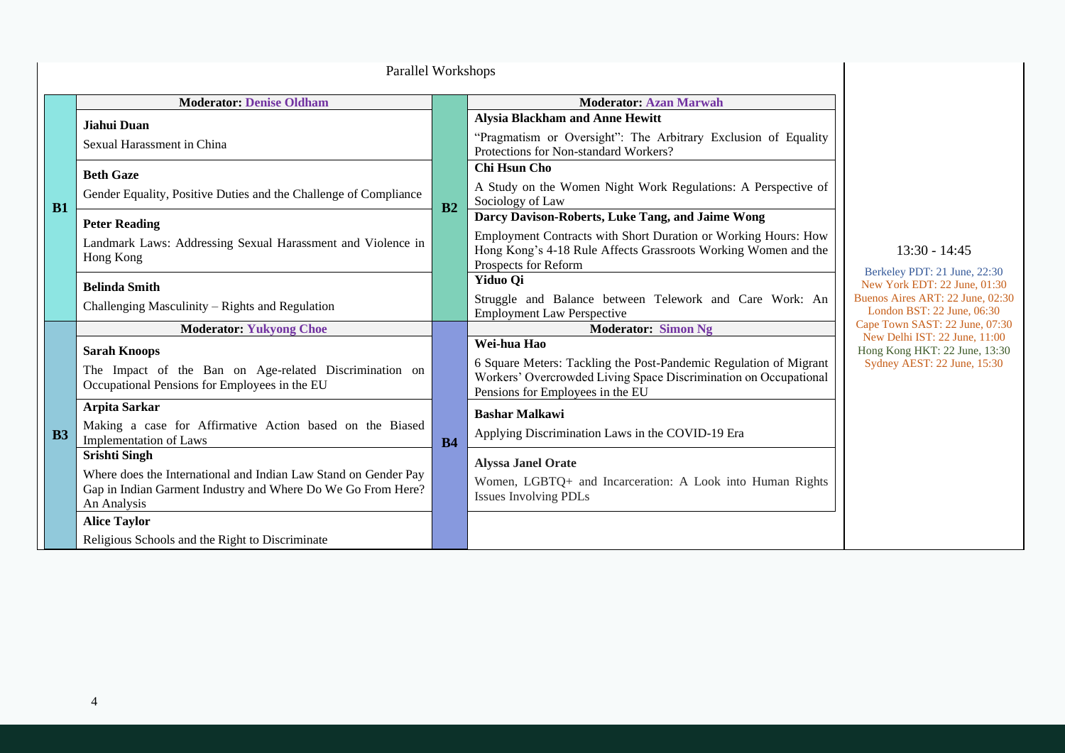## Parallel Workshops

**13:30 - 14:45**

Berkeley PDT: 21 June, 22:30
New York EDT: 22 June, 01:30
Buenos Aires ART: 22 June, 02:30
London BST: 22 June, 06:30
Cape Town SAST: 22 June, 07:30
New Delhi IST: 22 June, 11:00
Hong Kong HKT: 22 June, 13:30
Sydney AEST: 22 June, 15:30

### B1

**Moderator:** Denise Oldham

**Jiahui Duan**
Sexual Harassment in China

**Beth Gaze**
Gender Equality, Positive Duties and the Challenge of Compliance

**Peter Reading**
Landmark Laws: Addressing Sexual Harassment and Violence in Hong Kong

**Belinda Smith**
Challenging Masculinity – Rights and Regulation

### B2

**Moderator:** Azan Marwah

**Alysia Blackham and Anne Hewitt**
"Pragmatism or Oversight": The Arbitrary Exclusion of Equality Protections for Non-standard Workers?

**Chi Hsun Cho**
A Study on the Women Night Work Regulations: A Perspective of Sociology of Law

**Darcy Davison-Roberts, Luke Tang, and Jaime Wong**
Employment Contracts with Short Duration or Working Hours: How Hong Kong's 4-18 Rule Affects Grassroots Working Women and the Prospects for Reform

**Yiduo Qi**
Struggle and Balance between Telework and Care Work: An Employment Law Perspective

### B3

**Moderator:** Yukyong Choe

**Sarah Knoops**
The Impact of the Ban on Age-related Discrimination on Occupational Pensions for Employees in the EU

**Arpita Sarkar**
Making a case for Affirmative Action based on the Biased Implementation of Laws

**Srishti Singh**
Where does the International and Indian Law Stand on Gender Pay Gap in Indian Garment Industry and Where Do We Go From Here? An Analysis

**Alice Taylor**
Religious Schools and the Right to Discriminate

### B4

**Moderator:** Simon Ng

**Wei-hua Hao**
6 Square Meters: Tackling the Post-Pandemic Regulation of Migrant Workers' Overcrowded Living Space Discrimination on Occupational Pensions for Employees in the EU

**Bashar Malkawi**
Applying Discrimination Laws in the COVID-19 Era

**Alyssa Janel Orate**
Women, LGBTQ+ and Incarceration: A Look into Human Rights Issues Involving PDLs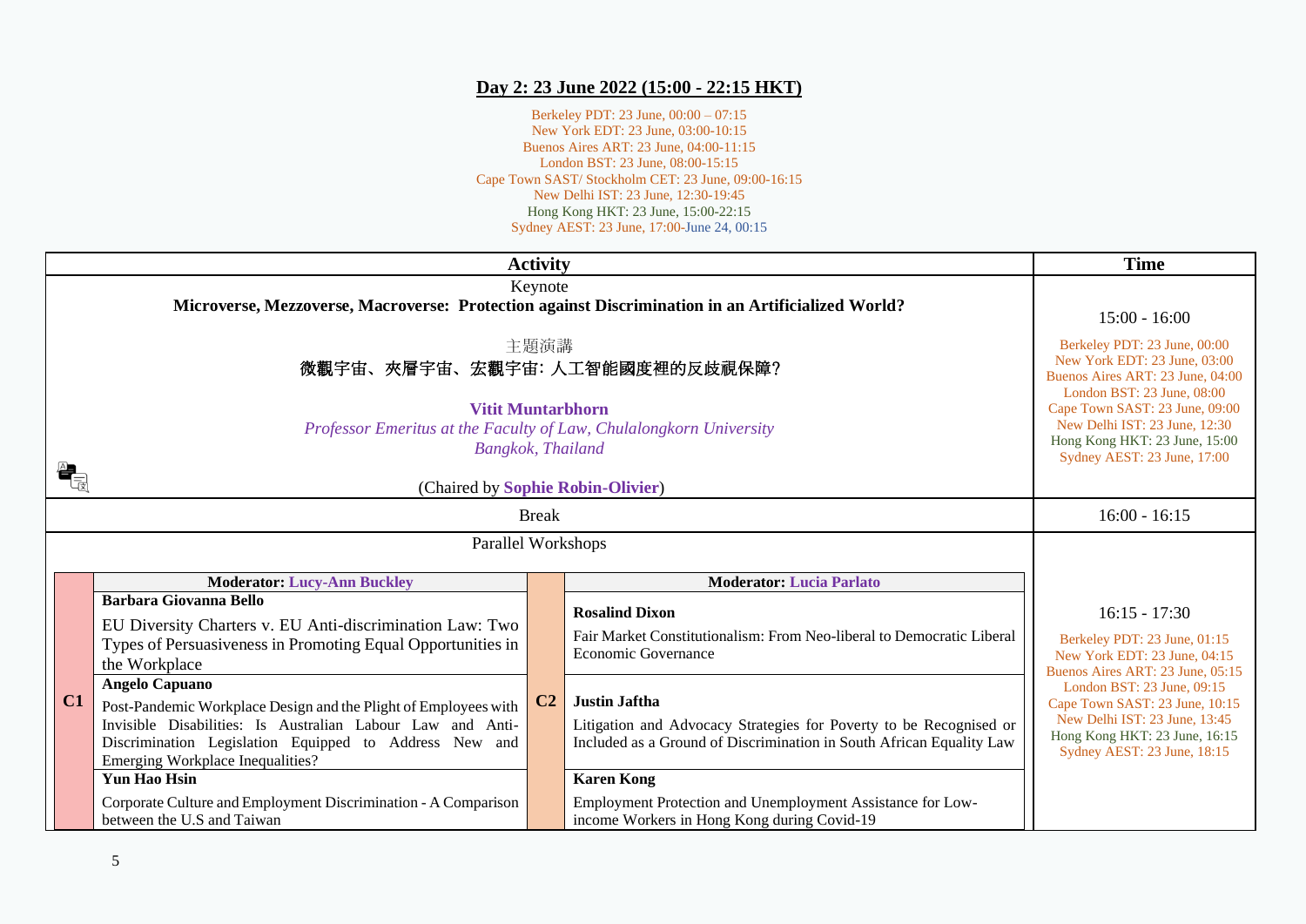## Day 2: 23 June 2022 (15:00 - 22:15 HKT)

Berkeley PDT: 23 June, 00:00 – 07:15
New York EDT: 23 June, 03:00-10:15
Buenos Aires ART: 23 June, 04:00-11:15
London BST: 23 June, 08:00-15:15
Cape Town SAST/ Stockholm CET: 23 June, 09:00-16:15
New Delhi IST: 23 June, 12:30-19:45
Hong Kong HKT: 23 June, 15:00-22:15
Sydney AEST: 23 June, 17:00-June 24, 00:15

| Activity | Time |
|---|---|
| Keynote<br>**Microverse, Mezzoverse, Macroverse: Protection against Discrimination in an Artificialized World?**<br><br>主題演講<br>微觀宇宙、夾層宇宙、宏觀宇宙: 人工智能國度裡的反歧視保障?<br><br>**Vitit Muntarbhorn**<br>*Professor Emeritus at the Faculty of Law, Chulalongkorn University*<br>*Bangkok, Thailand*<br><br>(Chaired by **Sophie Robin-Olivier**) | 15:00 - 16:00<br><br>Berkeley PDT: 23 June, 00:00<br>New York EDT: 23 June, 03:00<br>Buenos Aires ART: 23 June, 04:00<br>London BST: 23 June, 08:00<br>Cape Town SAST: 23 June, 09:00<br>New Delhi IST: 23 June, 12:30<br>Hong Kong HKT: 23 June, 15:00<br>Sydney AEST: 23 June, 17:00 |
| Break | 16:00 - 16:15 |
| Parallel Workshops | 16:15 - 17:30<br><br>Berkeley PDT: 23 June, 01:15<br>New York EDT: 23 June, 04:15<br>Buenos Aires ART: 23 June, 05:15<br>London BST: 23 June, 09:15<br>Cape Town SAST: 23 June, 10:15<br>New Delhi IST: 23 June, 13:45<br>Hong Kong HKT: 23 June, 16:15<br>Sydney AEST: 23 June, 18:15 |

| | C1 | | C2 |
|---|---|---|---|
| | **Moderator: Lucy-Ann Buckley** | | **Moderator: Lucia Parlato** |
| **C1** | **Barbara Giovanna Bello**<br>EU Diversity Charters v. EU Anti-discrimination Law: Two Types of Persuasiveness in Promoting Equal Opportunities in the Workplace | **C2** | **Rosalind Dixon**<br>Fair Market Constitutionalism: From Neo-liberal to Democratic Liberal Economic Governance |
| | **Angelo Capuano**<br>Post-Pandemic Workplace Design and the Plight of Employees with Invisible Disabilities: Is Australian Labour Law and Anti-Discrimination Legislation Equipped to Address New and Emerging Workplace Inequalities? | | **Justin Jaftha**<br>Litigation and Advocacy Strategies for Poverty to be Recognised or Included as a Ground of Discrimination in South African Equality Law |
| | **Yun Hao Hsin**<br>Corporate Culture and Employment Discrimination - A Comparison between the U.S and Taiwan | | **Karen Kong**<br>Employment Protection and Unemployment Assistance for Low-income Workers in Hong Kong during Covid-19 |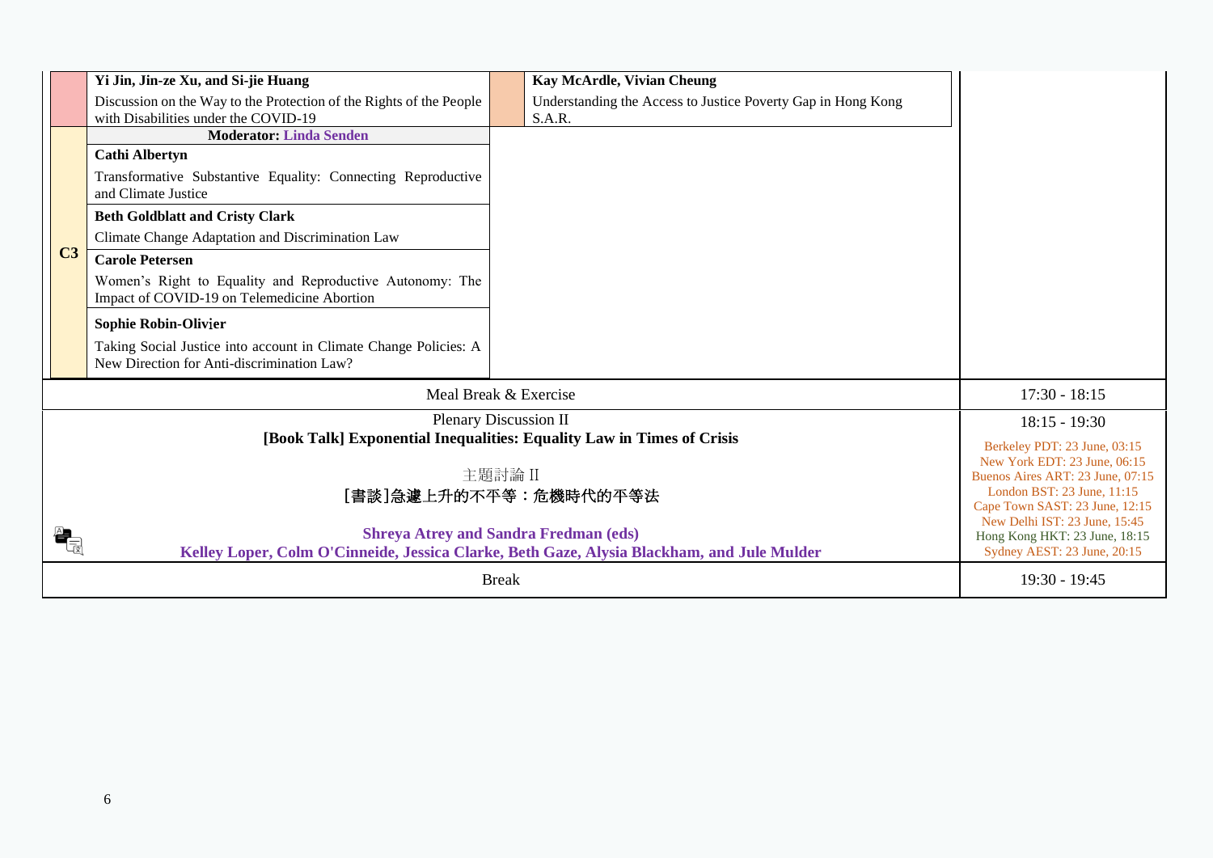| | | | | |
|---|---|---|---|---|
| | **Yi Jin, Jin-ze Xu, and Si-jie Huang**<br>Discussion on the Way to the Protection of the Rights of the People with Disabilities under the COVID-19 | | **Kay McArdle, Vivian Cheung**<br>Understanding the Access to Justice Poverty Gap in Hong Kong S.A.R. | |
| **C3** | **Moderator: Linda Senden** | | | |
| | **Cathi Albertyn**<br>Transformative Substantive Equality: Connecting Reproductive and Climate Justice | | | |
| | **Beth Goldblatt and Cristy Clark**<br>Climate Change Adaptation and Discrimination Law | | | |
| | **Carole Petersen**<br>Women's Right to Equality and Reproductive Autonomy: The Impact of COVID-19 on Telemedicine Abortion | | | |
| | **Sophie Robin-Olivier**<br>Taking Social Justice into account in Climate Change Policies: A New Direction for Anti-discrimination Law? | | | |
| Meal Break & Exercise | | | | 17:30 - 18:15 |
| Plenary Discussion II<br>**[Book Talk] Exponential Inequalities: Equality Law in Times of Crisis**<br><br>主題討論 II<br>[書談]急遽上升的不平等：危機時代的平等法<br><br>**Shreya Atrey and Sandra Fredman (eds)**<br>**Kelley Loper, Colm O'Cinneide, Jessica Clarke, Beth Gaze, Alysia Blackham, and Jule Mulder** | | | | 18:15 - 19:30<br>Berkeley PDT: 23 June, 03:15<br>New York EDT: 23 June, 06:15<br>Buenos Aires ART: 23 June, 07:15<br>London BST: 23 June, 11:15<br>Cape Town SAST: 23 June, 12:15<br>New Delhi IST: 23 June, 15:45<br>Hong Kong HKT: 23 June, 18:15<br>Sydney AEST: 23 June, 20:15 |
| Break | | | | 19:30 - 19:45 |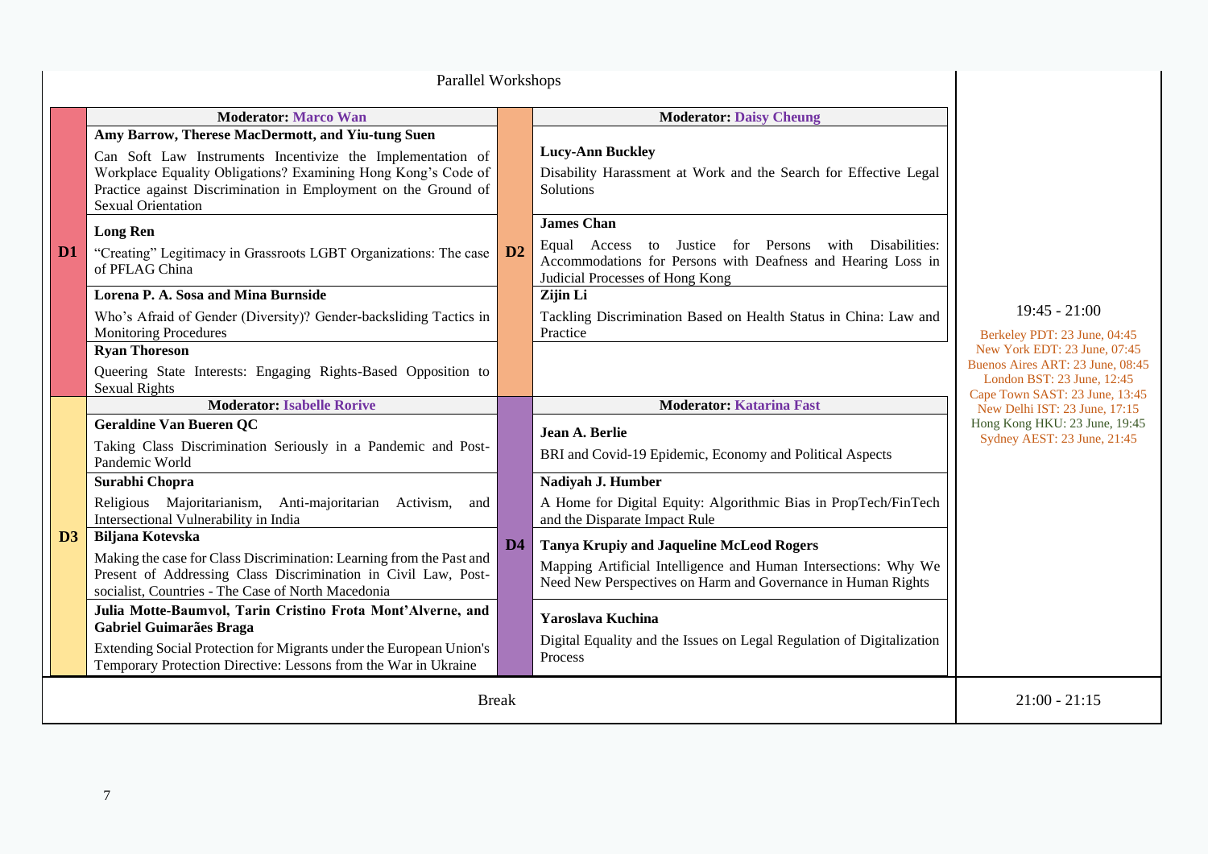| Parallel Workshops | | | | Time |
|---|---|---|---|---|
| **D1** | **Moderator:** Marco Wan | **D2** | **Moderator:** Daisy Cheung | 19:45 - 21:00<br>Berkeley PDT: 23 June, 04:45<br>New York EDT: 23 June, 07:45<br>Buenos Aires ART: 23 June, 08:45<br>London BST: 23 June, 12:45<br>Cape Town SAST: 23 June, 13:45<br>New Delhi IST: 23 June, 17:15<br>Hong Kong HKU: 23 June, 19:45<br>Sydney AEST: 23 June, 21:45 |
| | **Amy Barrow, Therese MacDermott, and Yiu-tung Suen**<br>Can Soft Law Instruments Incentivize the Implementation of Workplace Equality Obligations? Examining Hong Kong's Code of Practice against Discrimination in Employment on the Ground of Sexual Orientation | | **Lucy-Ann Buckley**<br>Disability Harassment at Work and the Search for Effective Legal Solutions | |
| | **Long Ren**<br>"Creating" Legitimacy in Grassroots LGBT Organizations: The case of PFLAG China | | **James Chan**<br>Equal Access to Justice for Persons with Disabilities: Accommodations for Persons with Deafness and Hearing Loss in Judicial Processes of Hong Kong | |
| | **Lorena P. A. Sosa and Mina Burnside**<br>Who's Afraid of Gender (Diversity)? Gender-backsliding Tactics in Monitoring Procedures | | **Zijin Li**<br>Tackling Discrimination Based on Health Status in China: Law and Practice | |
| | **Ryan Thoreson**<br>Queering State Interests: Engaging Rights-Based Opposition to Sexual Rights | | | |
| **D3** | **Moderator:** Isabelle Rorive | **D4** | **Moderator:** Katarina Fast | |
| | **Geraldine Van Bueren QC**<br>Taking Class Discrimination Seriously in a Pandemic and Post-Pandemic World | | **Jean A. Berlie**<br>BRI and Covid-19 Epidemic, Economy and Political Aspects | |
| | **Surabhi Chopra**<br>Religious Majoritarianism, Anti-majoritarian Activism, and Intersectional Vulnerability in India | | **Nadiyah J. Humber**<br>A Home for Digital Equity: Algorithmic Bias in PropTech/FinTech and the Disparate Impact Rule | |
| | **Biljana Kotevska**<br>Making the case for Class Discrimination: Learning from the Past and Present of Addressing Class Discrimination in Civil Law, Post-socialist, Countries - The Case of North Macedonia | | **Tanya Krupiy and Jaqueline McLeod Rogers**<br>Mapping Artificial Intelligence and Human Intersections: Why We Need New Perspectives on Harm and Governance in Human Rights | |
| | **Julia Motte-Baumvol, Tarin Cristino Frota Mont'Alverne, and Gabriel Guimarães Braga**<br>Extending Social Protection for Migrants under the European Union's Temporary Protection Directive: Lessons from the War in Ukraine | | **Yaroslava Kuchina**<br>Digital Equality and the Issues on Legal Regulation of Digitalization Process | |
| Break | | | | 21:00 - 21:15 |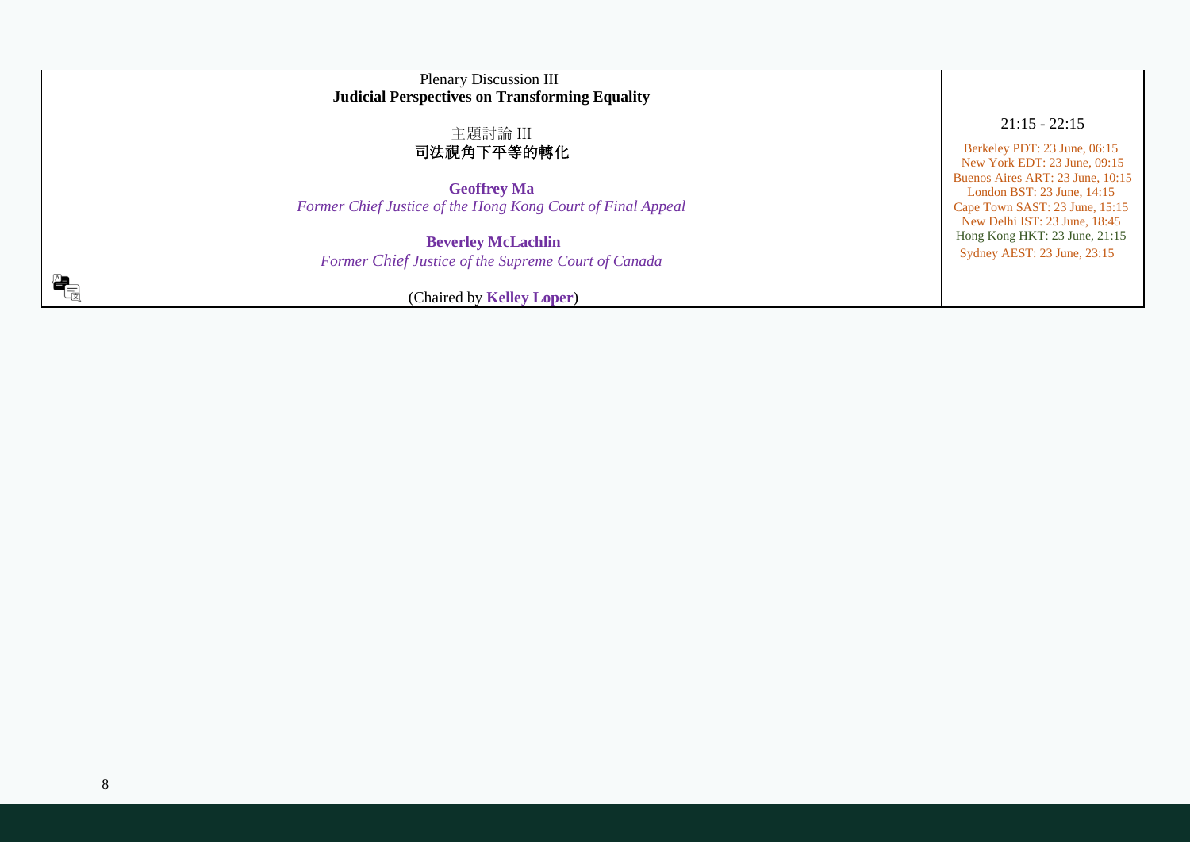| Plenary Discussion III<br>**Judicial Perspectives on Transforming Equality**<br><br>主題討論 III<br>**司法視角下平等的轉化**<br><br>**Geoffrey Ma**<br>*Former Chief Justice of the Hong Kong Court of Final Appeal*<br><br>**Beverley McLachlin**<br>*Former Chief Justice of the Supreme Court of Canada*<br><br>(Chaired by **Kelley Loper**) | 21:15 - 22:15<br><br>Berkeley PDT: 23 June, 06:15<br>New York EDT: 23 June, 09:15<br>Buenos Aires ART: 23 June, 10:15<br>London BST: 23 June, 14:15<br>Cape Town SAST: 23 June, 15:15<br>New Delhi IST: 23 June, 18:45<br>Hong Kong HKT: 23 June, 21:15<br>Sydney AEST: 23 June, 23:15 |
|---|---|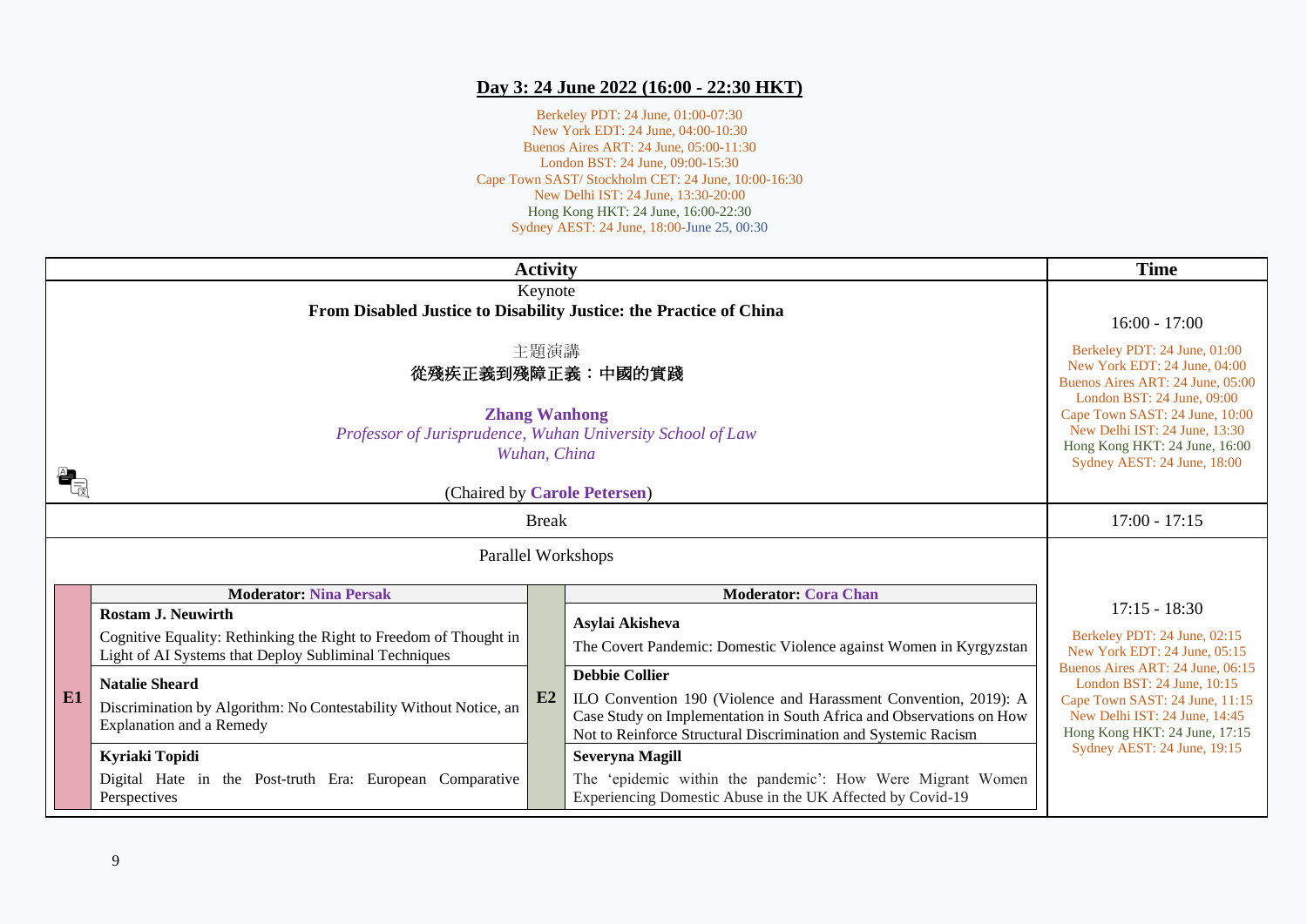## Day 3: 24 June 2022 (16:00 - 22:30 HKT)

Berkeley PDT: 24 June, 01:00-07:30
New York EDT: 24 June, 04:00-10:30
Buenos Aires ART: 24 June, 05:00-11:30
London BST: 24 June, 09:00-15:30
Cape Town SAST/ Stockholm CET: 24 June, 10:00-16:30
New Delhi IST: 24 June, 13:30-20:00
Hong Kong HKT: 24 June, 16:00-22:30
Sydney AEST: 24 June, 18:00-June 25, 00:30

| Activity | Time |
|---|---|
| Keynote<br>**From Disabled Justice to Disability Justice: the Practice of China**<br><br>主題演講<br>**從殘疾正義到殘障正義：中國的實踐**<br><br>**Zhang Wanhong**<br>*Professor of Jurisprudence, Wuhan University School of Law*<br>*Wuhan, China*<br><br>(Chaired by **Carole Petersen**) | 16:00 - 17:00<br><br>Berkeley PDT: 24 June, 01:00<br>New York EDT: 24 June, 04:00<br>Buenos Aires ART: 24 June, 05:00<br>London BST: 24 June, 09:00<br>Cape Town SAST: 24 June, 10:00<br>New Delhi IST: 24 June, 13:30<br>Hong Kong HKT: 24 June, 16:00<br>Sydney AEST: 24 June, 18:00 |
| Break | 17:00 - 17:15 |
| Parallel Workshops | 17:15 - 18:30<br><br>Berkeley PDT: 24 June, 02:15<br>New York EDT: 24 June, 05:15<br>Buenos Aires ART: 24 June, 06:15<br>London BST: 24 June, 10:15<br>Cape Town SAST: 24 June, 11:15<br>New Delhi IST: 24 June, 14:45<br>Hong Kong HKT: 24 June, 17:15<br>Sydney AEST: 24 June, 19:15 |

| | E1 — Moderator: Nina Persak | | E2 — Moderator: Cora Chan |
|---|---|---|---|
| **E1** | **Rostam J. Neuwirth**<br>Cognitive Equality: Rethinking the Right to Freedom of Thought in Light of AI Systems that Deploy Subliminal Techniques | **E2** | **Asylai Akisheva**<br>The Covert Pandemic: Domestic Violence against Women in Kyrgyzstan |
| | **Natalie Sheard**<br>Discrimination by Algorithm: No Contestability Without Notice, an Explanation and a Remedy | | **Debbie Collier**<br>ILO Convention 190 (Violence and Harassment Convention, 2019): A Case Study on Implementation in South Africa and Observations on How Not to Reinforce Structural Discrimination and Systemic Racism |
| | **Kyriaki Topidi**<br>Digital Hate in the Post-truth Era: European Comparative Perspectives | | **Severyna Magill**<br>The 'epidemic within the pandemic': How Were Migrant Women Experiencing Domestic Abuse in the UK Affected by Covid-19 |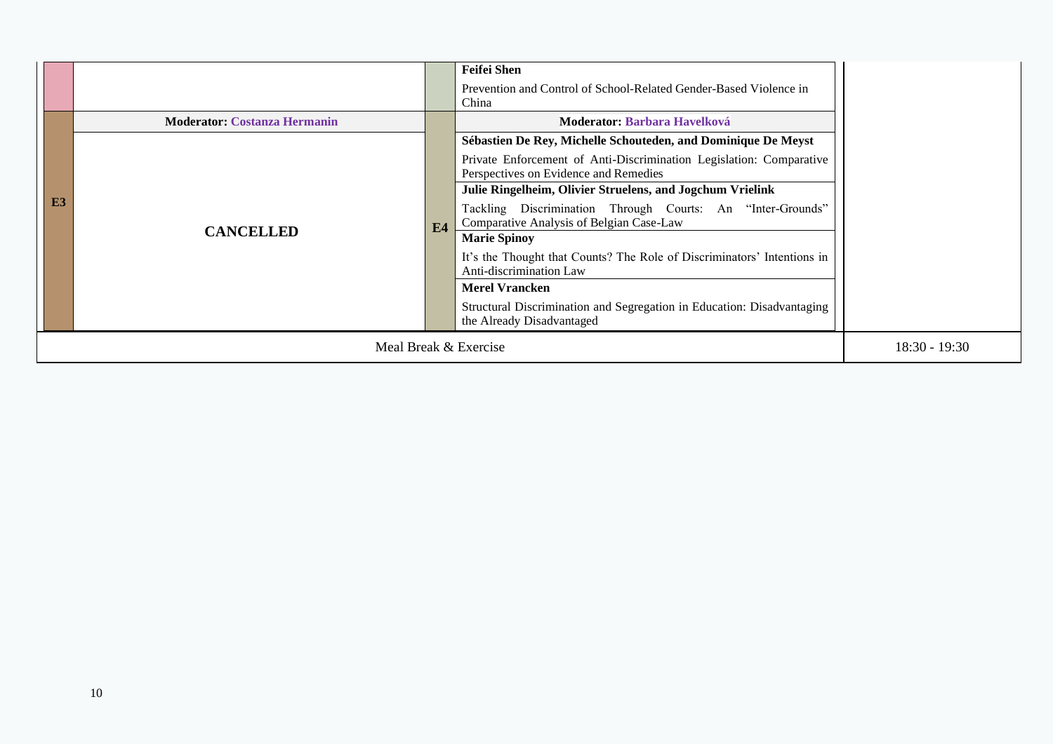| | | | | |
|---|---|---|---|---|
| | | | **Feifei Shen**<br>Prevention and Control of School-Related Gender-Based Violence in China | |
| **E3** | **Moderator: Costanza Hermanin** | **E4** | **Moderator: Barbara Havelková** | |
| | **CANCELLED** | | **Sébastien De Rey, Michelle Schouteden, and Dominique De Meyst**<br>Private Enforcement of Anti-Discrimination Legislation: Comparative Perspectives on Evidence and Remedies | |
| | | | **Julie Ringelheim, Olivier Struelens, and Jogchum Vrielink**<br>Tackling Discrimination Through Courts: An "Inter-Grounds" Comparative Analysis of Belgian Case-Law | |
| | | | **Marie Spinoy**<br>It's the Thought that Counts? The Role of Discriminators' Intentions in Anti-discrimination Law | |
| | | | **Merel Vrancken**<br>Structural Discrimination and Segregation in Education: Disadvantaging the Already Disadvantaged | |
| Meal Break & Exercise | | | | 18:30 - 19:30 |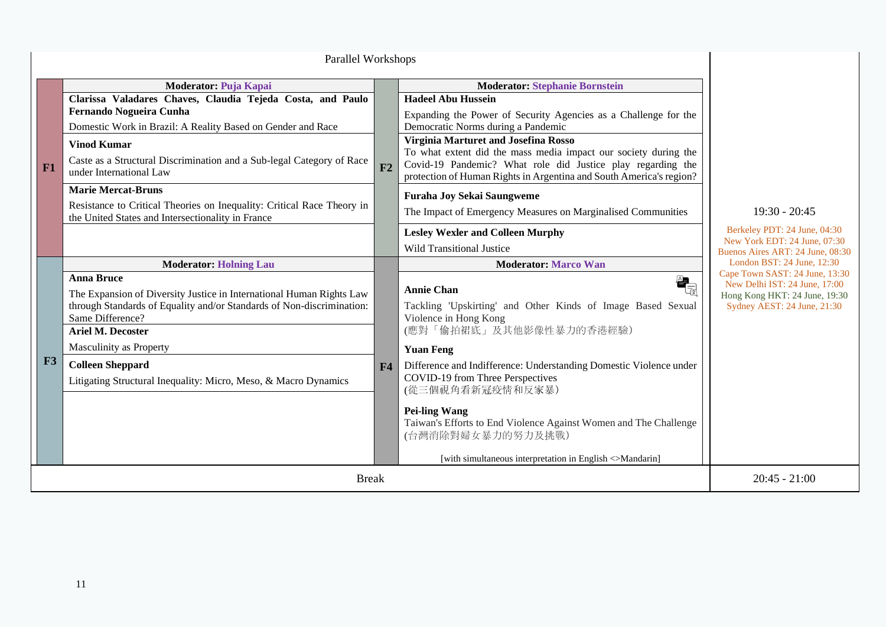| Parallel Workshops | | | | Time |
|---|---|---|---|---|
| **F1** | **Moderator:** Puja Kapai<br>**Clarissa Valadares Chaves, Claudia Tejeda Costa, and Paulo Fernando Nogueira Cunha**<br>Domestic Work in Brazil: A Reality Based on Gender and Race<br>**Vinod Kumar**<br>Caste as a Structural Discrimination and a Sub-legal Category of Race under International Law<br>**Marie Mercat-Bruns**<br>Resistance to Critical Theories on Inequality: Critical Race Theory in the United States and Intersectionality in France | **F2** | **Moderator:** Stephanie Bornstein<br>**Hadeel Abu Hussein**<br>Expanding the Power of Security Agencies as a Challenge for the Democratic Norms during a Pandemic<br>**Virginia Marturet and Josefina Rosso**<br>To what extent did the mass media impact our society during the Covid-19 Pandemic? What role did Justice play regarding the protection of Human Rights in Argentina and South America's region?<br>**Furaha Joy Sekai Saungweme**<br>The Impact of Emergency Measures on Marginalised Communities<br>**Lesley Wexler and Colleen Murphy**<br>Wild Transitional Justice | 19:30 - 20:45<br>Berkeley PDT: 24 June, 04:30<br>New York EDT: 24 June, 07:30<br>Buenos Aires ART: 24 June, 08:30<br>London BST: 24 June, 12:30<br>Cape Town SAST: 24 June, 13:30<br>New Delhi IST: 24 June, 17:00<br>Hong Kong HKT: 24 June, 19:30<br>Sydney AEST: 24 June, 21:30 |
| **F3** | **Moderator:** Holning Lau<br>**Anna Bruce**<br>The Expansion of Diversity Justice in International Human Rights Law through Standards of Equality and/or Standards of Non-discrimination: Same Difference?<br>**Ariel M. Decoster**<br>Masculinity as Property<br>**Colleen Sheppard**<br>Litigating Structural Inequality: Micro, Meso, & Macro Dynamics | **F4** | **Moderator:** Marco Wan<br>**Annie Chan**<br>Tackling 'Upskirting' and Other Kinds of Image Based Sexual Violence in Hong Kong<br>(應對「偷拍裙底」及其他影像性暴力的香港經驗)<br>**Yuan Feng**<br>Difference and Indifference: Understanding Domestic Violence under COVID-19 from Three Perspectives<br>(從三個視角看新冠疫情和反家暴)<br>**Pei-ling Wang**<br>Taiwan's Efforts to End Violence Against Women and The Challenge<br>(台灣消除對婦女暴力的努力及挑戰)<br>[with simultaneous interpretation in English <>Mandarin] | |
| Break | | | | 20:45 - 21:00 |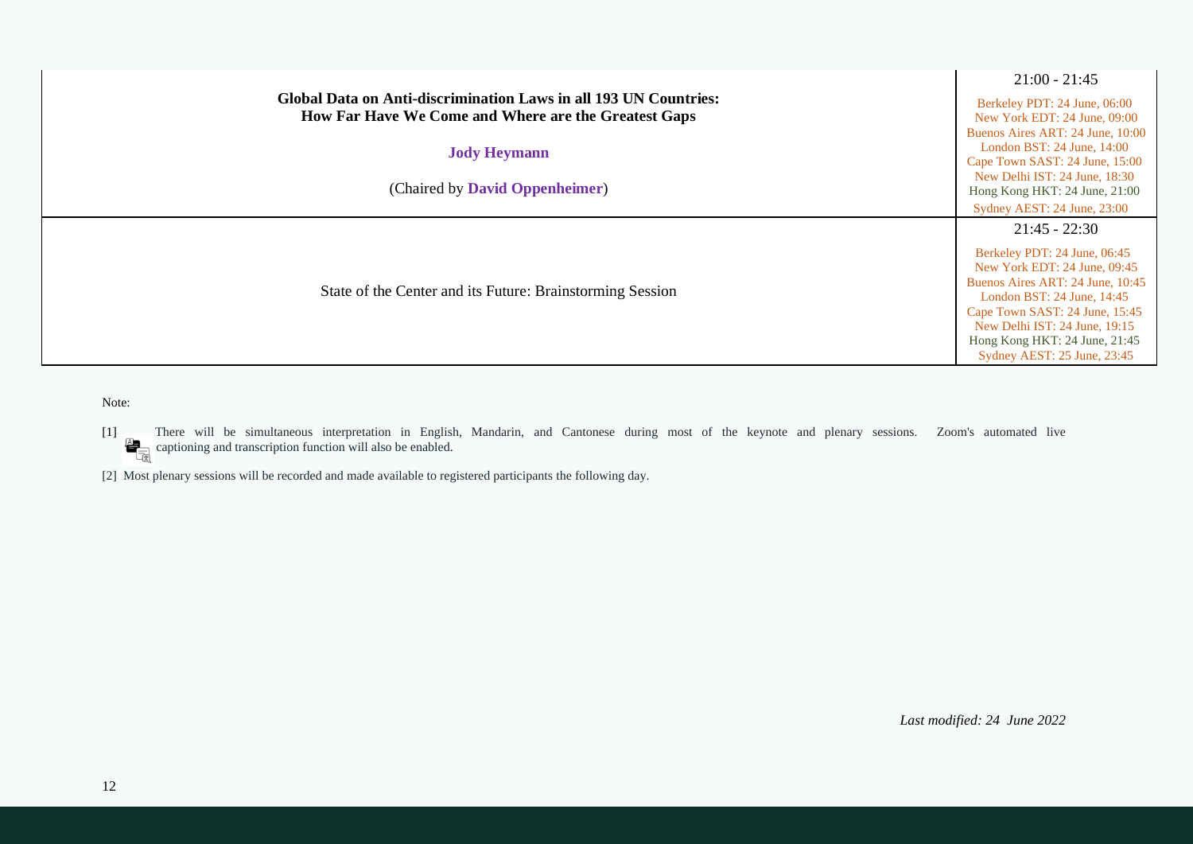| | |
|---|---|
| **Global Data on Anti-discrimination Laws in all 193 UN Countries: How Far Have We Come and Where are the Greatest Gaps**<br><br>**Jody Heymann**<br><br>(Chaired by **David Oppenheimer**) | 21:00 - 21:45<br>Berkeley PDT: 24 June, 06:00<br>New York EDT: 24 June, 09:00<br>Buenos Aires ART: 24 June, 10:00<br>London BST: 24 June, 14:00<br>Cape Town SAST: 24 June, 15:00<br>New Delhi IST: 24 June, 18:30<br>Hong Kong HKT: 24 June, 21:00<br>Sydney AEST: 24 June, 23:00 |
| State of the Center and its Future: Brainstorming Session | 21:45 - 22:30<br>Berkeley PDT: 24 June, 06:45<br>New York EDT: 24 June, 09:45<br>Buenos Aires ART: 24 June, 10:45<br>London BST: 24 June, 14:45<br>Cape Town SAST: 24 June, 15:45<br>New Delhi IST: 24 June, 19:15<br>Hong Kong HKT: 24 June, 21:45<br>Sydney AEST: 25 June, 23:45 |

Note:

[1] There will be simultaneous interpretation in English, Mandarin, and Cantonese during most of the keynote and plenary sessions. Zoom's automated live captioning and transcription function will also be enabled.

[2] Most plenary sessions will be recorded and made available to registered participants the following day.

*Last modified: 24 June 2022*